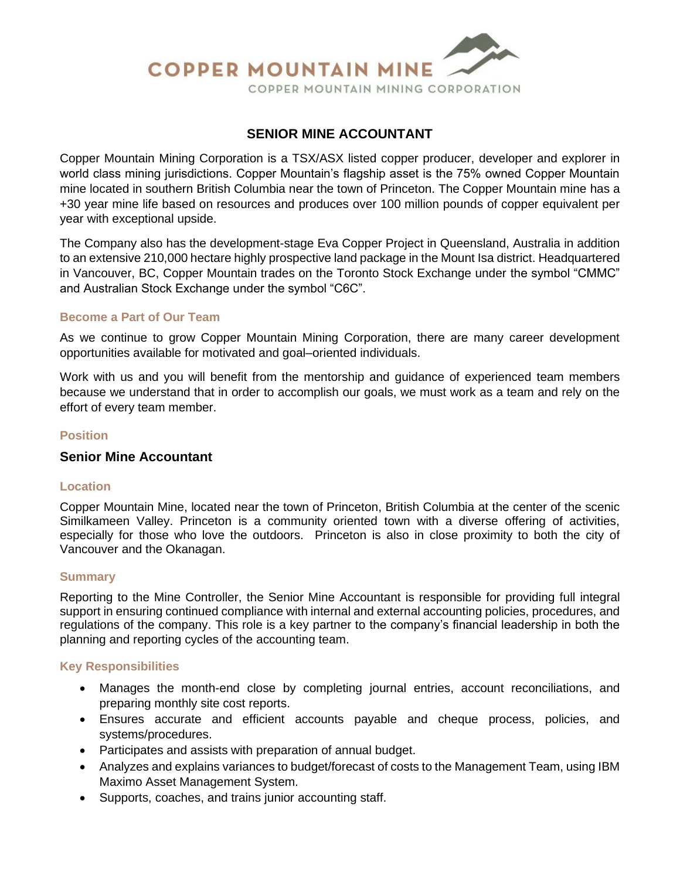COPPER MOUNTAIN MINE

COPPER MOUNTAIN MINING CORPORATION

# SENIOR MINE ACCOUNTANT

Copper Mountain Mining Corporation is a TSX/ASX listed copper producer, developer and explorer in world class mining jurisdictions. Copper Mountain's flagship asset is the 75% owned Copper Mountain mine located in southern British Columbia near the town of Princeton. The Copper Mountain mine has a +30 year mine life based on resources and produces over 100 million pounds of copper equivalent per year with exceptional upside.

The Company also has the development-stage Eva Copper Project in Queensland, Australia in addition to an extensive 210,000 hectare highly prospective land package in the Mount Isa district. Headquartered in Vancouver, BC, Copper Mountain trades on the Toronto Stock Exchange under the symbol "CMMC" and Australian Stock Exchange under the symbol "C6C".

## Become a Part of Our Team

As we continue to grow Copper Mountain Mining Corporation, there are many career development opportunities available for motivated and goal–oriented individuals.

Work with us and you will benefit from the mentorship and guidance of experienced team members because we understand that in order to accomplish our goals, we must work as a team and rely on the effort of every team member.

## Position

### Senior Mine Accountant

## Location

Copper Mountain Mine, located near the town of Princeton, British Columbia at the center of the scenic Similkameen Valley. Princeton is a community oriented town with a diverse offering of activities, especially for those who love the outdoors. Princeton is also in close proximity to both the city of Vancouver and the Okanagan.

## Summary

Reporting to the Mine Controller, the Senior Mine Accountant is responsible for providing full integral support in ensuring continued compliance with internal and external accounting policies, procedures, and regulations of the company. This role is a key partner to the company's financial leadership in both the planning and reporting cycles of the accounting team.

## Key Responsibilities

- Manages the month-end close by completing journal entries, account reconciliations, and preparing monthly site cost reports.
- Ensures accurate and efficient accounts payable and cheque process, policies, and systems/procedures.
- Participates and assists with preparation of annual budget.
- Analyzes and explains variances to budget/forecast of costs to the Management Team, using IBM Maximo Asset Management System.
- Supports, coaches, and trains junior accounting staff.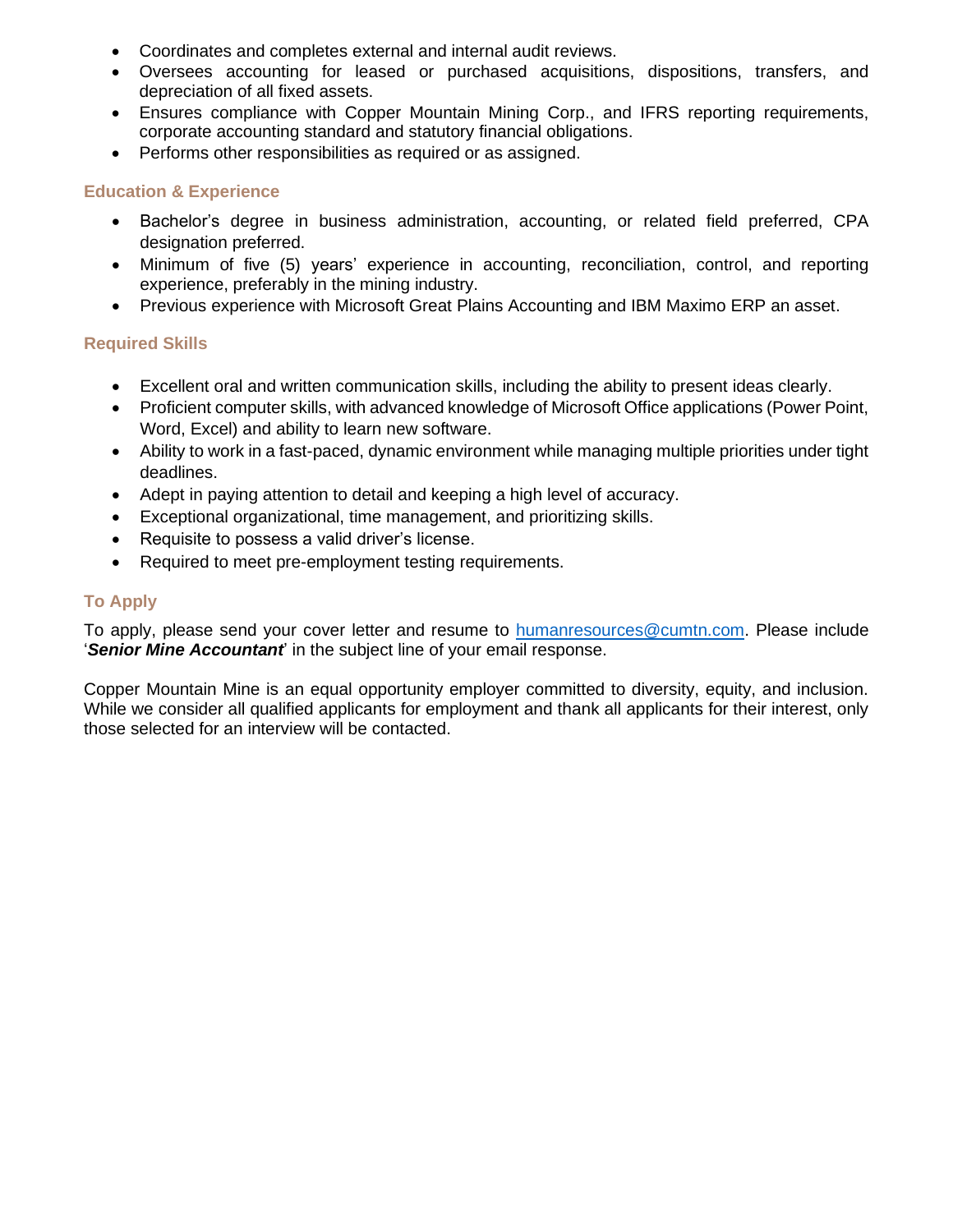- Coordinates and completes external and internal audit reviews.
- Oversees accounting for leased or purchased acquisitions, dispositions, transfers, and depreciation of all fixed assets.
- Ensures compliance with Copper Mountain Mining Corp., and IFRS reporting requirements, corporate accounting standard and statutory financial obligations.
- Performs other responsibilities as required or as assigned.

### Education & Experience

- Bachelor's degree in business administration, accounting, or related field preferred, CPA designation preferred.
- Minimum of five (5) years' experience in accounting, reconciliation, control, and reporting experience, preferably in the mining industry.
- Previous experience with Microsoft Great Plains Accounting and IBM Maximo ERP an asset.

### Required Skills

- Excellent oral and written communication skills, including the ability to present ideas clearly.
- Proficient computer skills, with advanced knowledge of Microsoft Office applications (Power Point, Word, Excel) and ability to learn new software.
- Ability to work in a fast-paced, dynamic environment while managing multiple priorities under tight deadlines.
- Adept in paying attention to detail and keeping a high level of accuracy.
- Exceptional organizational, time management, and prioritizing skills.
- Requisite to possess a valid driver's license.
- Required to meet pre-employment testing requirements.

### To Apply

To apply, please send your cover letter and resume to humanresources@cumtn.com. Please include '***Senior Mine Accountant***' in the subject line of your email response.

Copper Mountain Mine is an equal opportunity employer committed to diversity, equity, and inclusion. While we consider all qualified applicants for employment and thank all applicants for their interest, only those selected for an interview will be contacted.